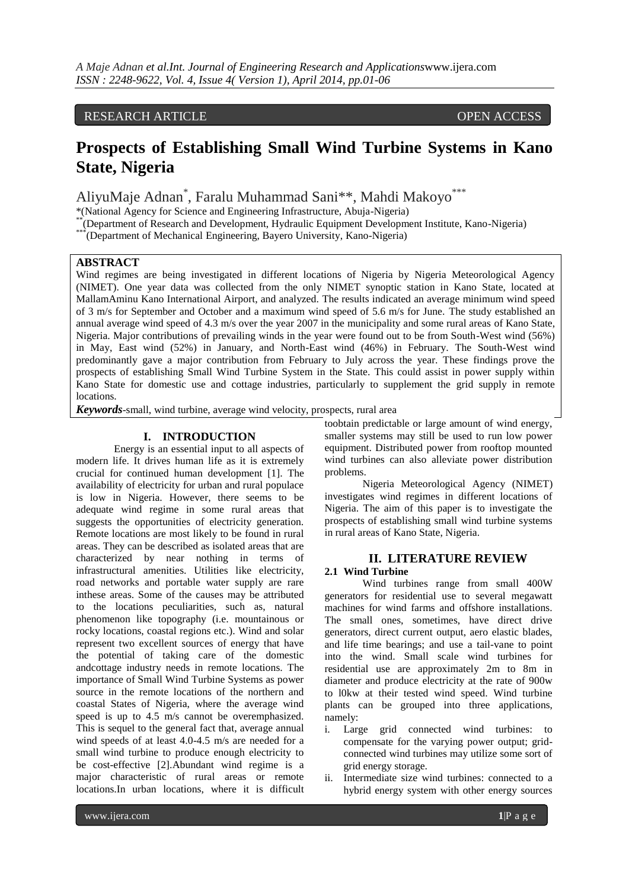RESEARCH ARTICLE OPEN ACCESS

# Prospects of Establishing Small Wind Turbine Systems in Kano State, Nigeria

AliyuMaje Adnan*, Faralu Muhammad Sani**, Mahdi Makoyo***

*(National Agency for Science and Engineering Infrastructure, Abuja-Nigeria)
**(Department of Research and Development, Hydraulic Equipment Development Institute, Kano-Nigeria)
***(Department of Mechanical Engineering, Bayero University, Kano-Nigeria)

## ABSTRACT

Wind regimes are being investigated in different locations of Nigeria by Nigeria Meteorological Agency (NIMET). One year data was collected from the only NIMET synoptic station in Kano State, located at MallamAminu Kano International Airport, and analyzed. The results indicated an average minimum wind speed of 3 m/s for September and October and a maximum wind speed of 5.6 m/s for June. The study established an annual average wind speed of 4.3 m/s over the year 2007 in the municipality and some rural areas of Kano State, Nigeria. Major contributions of prevailing winds in the year were found out to be from South-West wind (56%) in May, East wind (52%) in January, and North-East wind (46%) in February. The South-West wind predominantly gave a major contribution from February to July across the year. These findings prove the prospects of establishing Small Wind Turbine System in the State. This could assist in power supply within Kano State for domestic use and cottage industries, particularly to supplement the grid supply in remote locations.

***Keywords***-small, wind turbine, average wind velocity, prospects, rural area

## I. INTRODUCTION

Energy is an essential input to all aspects of modern life. It drives human life as it is extremely crucial for continued human development [1]. The availability of electricity for urban and rural populace is low in Nigeria. However, there seems to be adequate wind regime in some rural areas that suggests the opportunities of electricity generation. Remote locations are most likely to be found in rural areas. They can be described as isolated areas that are characterized by near nothing in terms of infrastructural amenities. Utilities like electricity, road networks and portable water supply are rare inthese areas. Some of the causes may be attributed to the locations peculiarities, such as, natural phenomenon like topography (i.e. mountainous or rocky locations, coastal regions etc.). Wind and solar represent two excellent sources of energy that have the potential of taking care of the domestic andcottage industry needs in remote locations. The importance of Small Wind Turbine Systems as power source in the remote locations of the northern and coastal States of Nigeria, where the average wind speed is up to 4.5 m/s cannot be overemphasized. This is sequel to the general fact that, average annual wind speeds of at least 4.0-4.5 m/s are needed for a small wind turbine to produce enough electricity to be cost-effective [2].Abundant wind regime is a major characteristic of rural areas or remote locations.In urban locations, where it is difficult toobtain predictable or large amount of wind energy, smaller systems may still be used to run low power equipment. Distributed power from rooftop mounted wind turbines can also alleviate power distribution problems.

Nigeria Meteorological Agency (NIMET) investigates wind regimes in different locations of Nigeria. The aim of this paper is to investigate the prospects of establishing small wind turbine systems in rural areas of Kano State, Nigeria.

## II. LITERATURE REVIEW

### 2.1 Wind Turbine

Wind turbines range from small 400W generators for residential use to several megawatt machines for wind farms and offshore installations. The small ones, sometimes, have direct drive generators, direct current output, aero elastic blades, and life time bearings; and use a tail-vane to point into the wind. Small scale wind turbines for residential use are approximately 2m to 8m in diameter and produce electricity at the rate of 900w to l0kw at their tested wind speed. Wind turbine plants can be grouped into three applications, namely:

i. Large grid connected wind turbines: to compensate for the varying power output; grid-connected wind turbines may utilize some sort of grid energy storage.
ii. Intermediate size wind turbines: connected to a hybrid energy system with other energy sources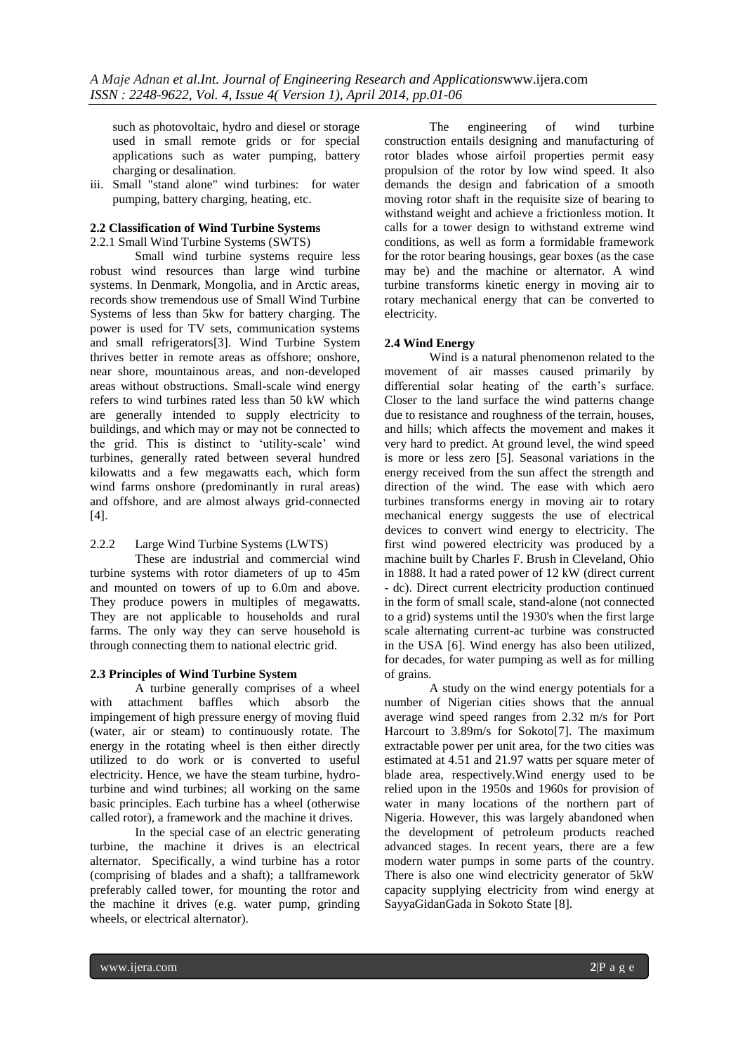such as photovoltaic, hydro and diesel or storage used in small remote grids or for special applications such as water pumping, battery charging or desalination.

iii. Small "stand alone" wind turbines: for water pumping, battery charging, heating, etc.

### 2.2 Classification of Wind Turbine Systems

2.2.1 Small Wind Turbine Systems (SWTS)

Small wind turbine systems require less robust wind resources than large wind turbine systems. In Denmark, Mongolia, and in Arctic areas, records show tremendous use of Small Wind Turbine Systems of less than 5kw for battery charging. The power is used for TV sets, communication systems and small refrigerators[3]. Wind Turbine System thrives better in remote areas as offshore; onshore, near shore, mountainous areas, and non-developed areas without obstructions. Small-scale wind energy refers to wind turbines rated less than 50 kW which are generally intended to supply electricity to buildings, and which may or may not be connected to the grid. This is distinct to 'utility-scale' wind turbines, generally rated between several hundred kilowatts and a few megawatts each, which form wind farms onshore (predominantly in rural areas) and offshore, and are almost always grid-connected [4].

2.2.2 Large Wind Turbine Systems (LWTS)

These are industrial and commercial wind turbine systems with rotor diameters of up to 45m and mounted on towers of up to 6.0m and above. They produce powers in multiples of megawatts. They are not applicable to households and rural farms. The only way they can serve household is through connecting them to national electric grid.

### 2.3 Principles of Wind Turbine System

A turbine generally comprises of a wheel with attachment baffles which absorb the impingement of high pressure energy of moving fluid (water, air or steam) to continuously rotate. The energy in the rotating wheel is then either directly utilized to do work or is converted to useful electricity. Hence, we have the steam turbine, hydro-turbine and wind turbines; all working on the same basic principles. Each turbine has a wheel (otherwise called rotor), a framework and the machine it drives.

In the special case of an electric generating turbine, the machine it drives is an electrical alternator. Specifically, a wind turbine has a rotor (comprising of blades and a shaft); a tallframework preferably called tower, for mounting the rotor and the machine it drives (e.g. water pump, grinding wheels, or electrical alternator).

The engineering of wind turbine construction entails designing and manufacturing of rotor blades whose airfoil properties permit easy propulsion of the rotor by low wind speed. It also demands the design and fabrication of a smooth moving rotor shaft in the requisite size of bearing to withstand weight and achieve a frictionless motion. It calls for a tower design to withstand extreme wind conditions, as well as form a formidable framework for the rotor bearing housings, gear boxes (as the case may be) and the machine or alternator. A wind turbine transforms kinetic energy in moving air to rotary mechanical energy that can be converted to electricity.

### 2.4 Wind Energy

Wind is a natural phenomenon related to the movement of air masses caused primarily by differential solar heating of the earth's surface. Closer to the land surface the wind patterns change due to resistance and roughness of the terrain, houses, and hills; which affects the movement and makes it very hard to predict. At ground level, the wind speed is more or less zero [5]. Seasonal variations in the energy received from the sun affect the strength and direction of the wind. The ease with which aero turbines transforms energy in moving air to rotary mechanical energy suggests the use of electrical devices to convert wind energy to electricity. The first wind powered electricity was produced by a machine built by Charles F. Brush in Cleveland, Ohio in 1888. It had a rated power of 12 kW (direct current - dc). Direct current electricity production continued in the form of small scale, stand-alone (not connected to a grid) systems until the 1930's when the first large scale alternating current-ac turbine was constructed in the USA [6]. Wind energy has also been utilized, for decades, for water pumping as well as for milling of grains.

A study on the wind energy potentials for a number of Nigerian cities shows that the annual average wind speed ranges from 2.32 m/s for Port Harcourt to 3.89m/s for Sokoto[7]. The maximum extractable power per unit area, for the two cities was estimated at 4.51 and 21.97 watts per square meter of blade area, respectively.Wind energy used to be relied upon in the 1950s and 1960s for provision of water in many locations of the northern part of Nigeria. However, this was largely abandoned when the development of petroleum products reached advanced stages. In recent years, there are a few modern water pumps in some parts of the country. There is also one wind electricity generator of 5kW capacity supplying electricity from wind energy at SayyaGidanGada in Sokoto State [8].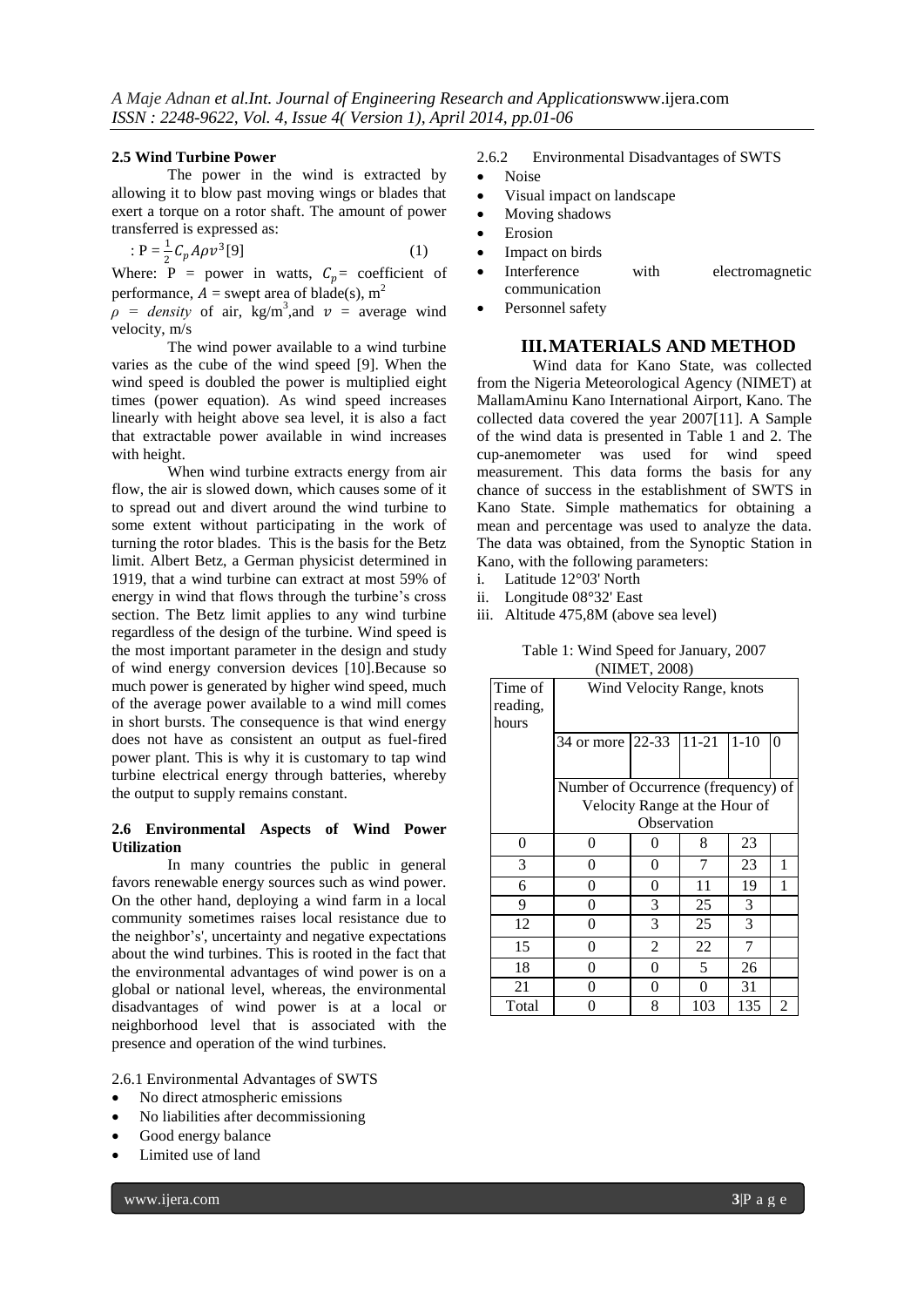**2.5 Wind Turbine Power**

The power in the wind is extracted by allowing it to blow past moving wings or blades that exert a torque on a rotor shaft. The amount of power transferred is expressed as:

$$: P = \frac{1}{2} C_p A \rho v^3 [9] \quad (1)$$

Where: P = power in watts, $C_p$ = coefficient of performance, $A$ = swept area of blade(s), $m^2$

$\rho$ = *density* of air, $kg/m^3$, and $v$ = average wind velocity, m/s

The wind power available to a wind turbine varies as the cube of the wind speed [9]. When the wind speed is doubled the power is multiplied eight times (power equation). As wind speed increases linearly with height above sea level, it is also a fact that extractable power available in wind increases with height.

When wind turbine extracts energy from air flow, the air is slowed down, which causes some of it to spread out and divert around the wind turbine to some extent without participating in the work of turning the rotor blades. This is the basis for the Betz limit. Albert Betz, a German physicist determined in 1919, that a wind turbine can extract at most 59% of energy in wind that flows through the turbine's cross section. The Betz limit applies to any wind turbine regardless of the design of the turbine. Wind speed is the most important parameter in the design and study of wind energy conversion devices [10].Because so much power is generated by higher wind speed, much of the average power available to a wind mill comes in short bursts. The consequence is that wind energy does not have as consistent an output as fuel-fired power plant. This is why it is customary to tap wind turbine electrical energy through batteries, whereby the output to supply remains constant.

**2.6 Environmental Aspects of Wind Power Utilization**

In many countries the public in general favors renewable energy sources such as wind power. On the other hand, deploying a wind farm in a local community sometimes raises local resistance due to the neighbor's', uncertainty and negative expectations about the wind turbines. This is rooted in the fact that the environmental advantages of wind power is on a global or national level, whereas, the environmental disadvantages of wind power is at a local or neighborhood level that is associated with the presence and operation of the wind turbines.

2.6.1 Environmental Advantages of SWTS

- No direct atmospheric emissions
- No liabilities after decommissioning
- Good energy balance
- Limited use of land

2.6.2 Environmental Disadvantages of SWTS

- Noise
- Visual impact on landscape
- Moving shadows
- Erosion
- Impact on birds
- Interference with electromagnetic communication
- Personnel safety

## III. MATERIALS AND METHOD

Wind data for Kano State, was collected from the Nigeria Meteorological Agency (NIMET) at MallamAminu Kano International Airport, Kano. The collected data covered the year 2007[11]. A Sample of the wind data is presented in Table 1 and 2. The cup-anemometer was used for wind speed measurement. This data forms the basis for any chance of success in the establishment of SWTS in Kano State. Simple mathematics for obtaining a mean and percentage was used to analyze the data. The data was obtained, from the Synoptic Station in Kano, with the following parameters:

i. Latitude 12°03' North
ii. Longitude 08°32' East
iii. Altitude 475,8M (above sea level)

Table 1: Wind Speed for January, 2007 (NIMET, 2008)

| Time of reading, hours | Wind Velocity Range, knots | | | | |
|---|---|---|---|---|---|
| | 34 or more | 22-33 | 11-21 | 1-10 | 0 |
| | Number of Occurrence (frequency) of Velocity Range at the Hour of Observation | | | | |
| 0 | 0 | 0 | 8 | 23 | |
| 3 | 0 | 0 | 7 | 23 | 1 |
| 6 | 0 | 0 | 11 | 19 | 1 |
| 9 | 0 | 3 | 25 | 3 | |
| 12 | 0 | 3 | 25 | 3 | |
| 15 | 0 | 2 | 22 | 7 | |
| 18 | 0 | 0 | 5 | 26 | |
| 21 | 0 | 0 | 0 | 31 | |
| Total | 0 | 8 | 103 | 135 | 2 |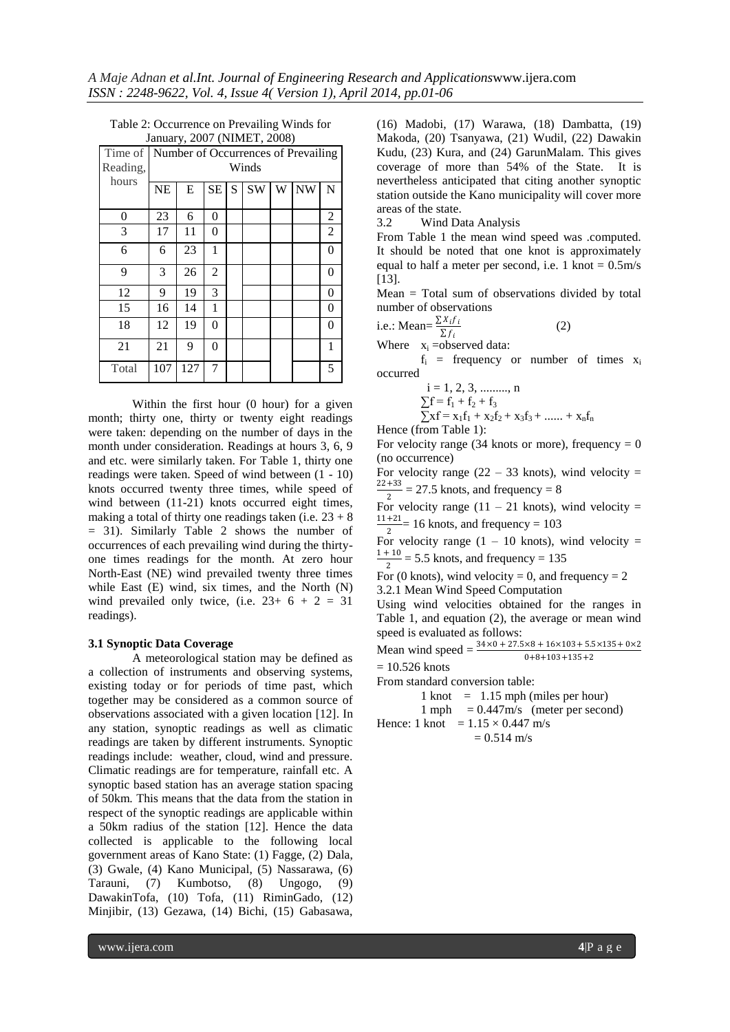Table 2: Occurrence on Prevailing Winds for January, 2007 (NIMET, 2008)

| Time of Reading, hours | Number of Occurrences of Prevailing Winds | | | | | | | |
|---|---|---|---|---|---|---|---|---|
| | NE | E | SE | S | SW | W | NW | N |
| 0 | 23 | 6 | 0 | | | | | 2 |
| 3 | 17 | 11 | 0 | | | | | 2 |
| 6 | 6 | 23 | 1 | | | | | 0 |
| 9 | 3 | 26 | 2 | | | | | 0 |
| 12 | 9 | 19 | 3 | | | | | 0 |
| 15 | 16 | 14 | 1 | | | | | 0 |
| 18 | 12 | 19 | 0 | | | | | 0 |
| 21 | 21 | 9 | 0 | | | | | 1 |
| Total | 107 | 127 | 7 | | | | | 5 |

Within the first hour (0 hour) for a given month; thirty one, thirty or twenty eight readings were taken: depending on the number of days in the month under consideration. Readings at hours 3, 6, 9 and etc. were similarly taken. For Table 1, thirty one readings were taken. Speed of wind between (1 - 10) knots occurred twenty three times, while speed of wind between (11-21) knots occurred eight times, making a total of thirty one readings taken (i.e. $23 + 8 = 31$). Similarly Table 2 shows the number of occurrences of each prevailing wind during the thirty-one times readings for the month. At zero hour North-East (NE) wind prevailed twenty three times while East (E) wind, six times, and the North (N) wind prevailed only twice, (i.e. $23 + 6 + 2 = 31$ readings).

### 3.1 Synoptic Data Coverage

A meteorological station may be defined as a collection of instruments and observing systems, existing today or for periods of time past, which together may be considered as a common source of observations associated with a given location [12]. In any station, synoptic readings as well as climatic readings are taken by different instruments. Synoptic readings include: weather, cloud, wind and pressure. Climatic readings are for temperature, rainfall etc. A synoptic based station has an average station spacing of 50km. This means that the data from the station in respect of the synoptic readings are applicable within a 50km radius of the station [12]. Hence the data collected is applicable to the following local government areas of Kano State: (1) Fagge, (2) Dala, (3) Gwale, (4) Kano Municipal, (5) Nassarawa, (6) Tarauni, (7) Kumbotso, (8) Ungogo, (9) DawakinTofa, (10) Tofa, (11) RiminGado, (12) Minjibir, (13) Gezawa, (14) Bichi, (15) Gabasawa, (16) Madobi, (17) Warawa, (18) Dambatta, (19) Makoda, (20) Tsanyawa, (21) Wudil, (22) Dawakin Kudu, (23) Kura, and (24) GarunMalam. This gives coverage of more than 54% of the State. It is nevertheless anticipated that citing another synoptic station outside the Kano municipality will cover more areas of the state.

### 3.2 Wind Data Analysis

From Table 1 the mean wind speed was .computed. It should be noted that one knot is approximately equal to half a meter per second, i.e. 1 knot = 0.5m/s [13].

Mean = Total sum of observations divided by total number of observations

i.e.: $$\text{Mean} = \frac{\sum x_i f_i}{\sum f_i} \qquad (2)$$

Where $x_i$ =observed data:

$f_i$ = frequency or number of times $x_i$ occurred

$i = 1, 2, 3, \ldots\ldots, n$

$\sum f = f_1 + f_2 + f_3$

$\sum xf = x_1 f_1 + x_2 f_2 + x_3 f_3 + \ldots\ldots + x_n f_n$

Hence (from Table 1):

For velocity range (34 knots or more), frequency = 0 (no occurrence)

For velocity range (22 – 33 knots), wind velocity = $\frac{22+33}{2}$ = 27.5 knots, and frequency = 8

For velocity range (11 – 21 knots), wind velocity = $\frac{11+21}{2}$ = 16 knots, and frequency = 103

For velocity range (1 – 10 knots), wind velocity = $\frac{1+10}{2}$ = 5.5 knots, and frequency = 135

For (0 knots), wind velocity = 0, and frequency = 2

#### 3.2.1 Mean Wind Speed Computation

Using wind velocities obtained for the ranges in Table 1, and equation (2), the average or mean wind speed is evaluated as follows:

$$\text{Mean wind speed} = \frac{34\times 0 + 27.5\times 8 + 16\times 103 + 5.5\times 135 + 0\times 2}{0+8+103+135+2}$$

= 10.526 knots

From standard conversion table:

1 knot = 1.15 mph (miles per hour)

1 mph = 0.447m/s (meter per second)

Hence: 1 knot = $1.15 \times 0.447$ m/s

= 0.514 m/s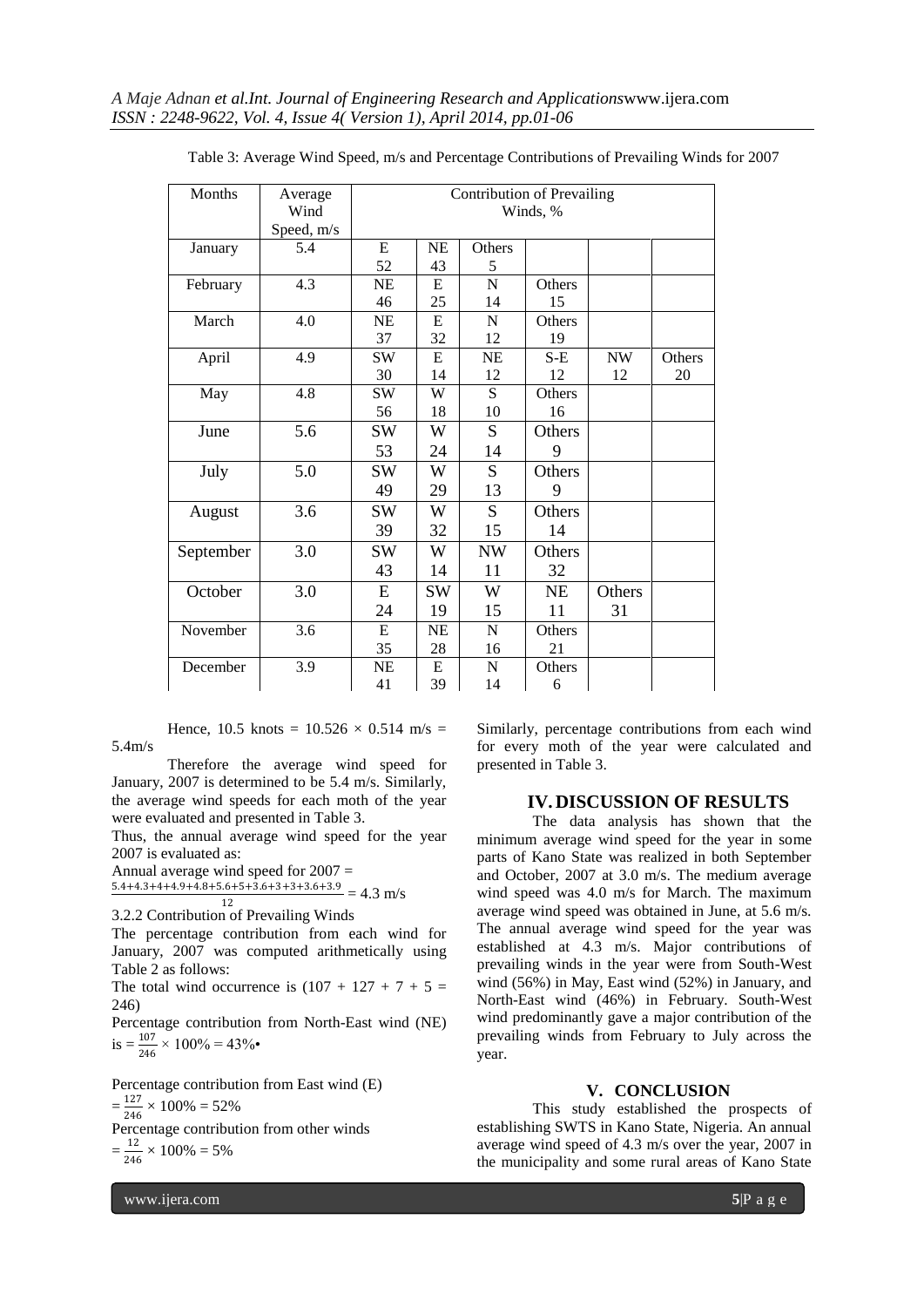Table 3: Average Wind Speed, m/s and Percentage Contributions of Prevailing Winds for 2007

| Months | Average Wind Speed, m/s | Contribution of Prevailing Winds, % | | | | | |
|---|---|---|---|---|---|---|---|
| January | 5.4 | E 52 | NE 43 | Others 5 | | | |
| February | 4.3 | NE 46 | E 25 | N 14 | Others 15 | | |
| March | 4.0 | NE 37 | E 32 | N 12 | Others 19 | | |
| April | 4.9 | SW 30 | E 14 | NE 12 | S-E 12 | NW 12 | Others 20 |
| May | 4.8 | SW 56 | W 18 | S 10 | Others 16 | | |
| June | 5.6 | SW 53 | W 24 | S 14 | Others 9 | | |
| July | 5.0 | SW 49 | W 29 | S 13 | Others 9 | | |
| August | 3.6 | SW 39 | W 32 | S 15 | Others 14 | | |
| September | 3.0 | SW 43 | W 14 | NW 11 | Others 32 | | |
| October | 3.0 | E 24 | SW 19 | W 15 | NE 11 | Others 31 | |
| November | 3.6 | E 35 | NE 28 | N 16 | Others 21 | | |
| December | 3.9 | NE 41 | E 39 | N 14 | Others 6 | | |

Hence, 10.5 knots = $10.526 \times 0.514$ m/s = 5.4m/s

Therefore the average wind speed for January, 2007 is determined to be 5.4 m/s. Similarly, the average wind speeds for each moth of the year were evaluated and presented in Table 3.

Thus, the annual average wind speed for the year 2007 is evaluated as:

Annual average wind speed for 2007 =

$$\frac{5.4+4.3+4+4.9+4.8+5.6+5+3.6+3+3+3.6+3.9}{12} = 4.3 \text{ m/s}$$

3.2.2 Contribution of Prevailing Winds

The percentage contribution from each wind for January, 2007 was computed arithmetically using Table 2 as follows:

The total wind occurrence is (107 + 127 + 7 + 5 = 246)

Percentage contribution from North-East wind (NE) is $= \frac{107}{246} \times 100\% = 43\%$•

Percentage contribution from East wind (E)

$= \frac{127}{246} \times 100\% = 52\%$

Percentage contribution from other winds

$= \frac{12}{246} \times 100\% = 5\%$

Similarly, percentage contributions from each wind for every moth of the year were calculated and presented in Table 3.

## IV. DISCUSSION OF RESULTS

The data analysis has shown that the minimum average wind speed for the year in some parts of Kano State was realized in both September and October, 2007 at 3.0 m/s. The medium average wind speed was 4.0 m/s for March. The maximum average wind speed was obtained in June, at 5.6 m/s. The annual average wind speed for the year was established at 4.3 m/s. Major contributions of prevailing winds in the year were from South-West wind (56%) in May, East wind (52%) in January, and North-East wind (46%) in February. South-West wind predominantly gave a major contribution of the prevailing winds from February to July across the year.

## V. CONCLUSION

This study established the prospects of establishing SWTS in Kano State, Nigeria. An annual average wind speed of 4.3 m/s over the year, 2007 in the municipality and some rural areas of Kano State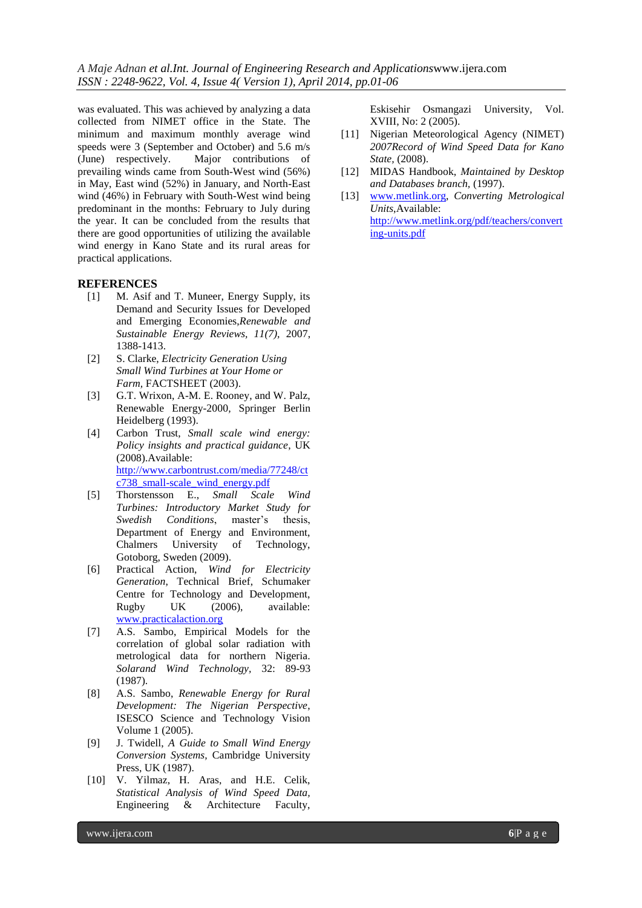was evaluated. This was achieved by analyzing a data collected from NIMET office in the State. The minimum and maximum monthly average wind speeds were 3 (September and October) and 5.6 m/s (June) respectively. Major contributions of prevailing winds came from South-West wind (56%) in May, East wind (52%) in January, and North-East wind (46%) in February with South-West wind being predominant in the months: February to July during the year. It can be concluded from the results that there are good opportunities of utilizing the available wind energy in Kano State and its rural areas for practical applications.

## REFERENCES

[1] M. Asif and T. Muneer, Energy Supply, its Demand and Security Issues for Developed and Emerging Economies,*Renewable and Sustainable Energy Reviews, 11(7)*, 2007, 1388-1413.

[2] S. Clarke, *Electricity Generation Using Small Wind Turbines at Your Home or Farm*, FACTSHEET (2003).

[3] G.T. Wrixon, A-M. E. Rooney, and W. Palz, Renewable Energy-2000, Springer Berlin Heidelberg (1993).

[4] Carbon Trust, *Small scale wind energy: Policy insights and practical guidance*, UK (2008).Available: http://www.carbontrust.com/media/77248/ctc738_small-scale_wind_energy.pdf

[5] Thorstensson E., *Small Scale Wind Turbines: Introductory Market Study for Swedish Conditions*, master's thesis, Department of Energy and Environment, Chalmers University of Technology, Gotoborg, Sweden (2009).

[6] Practical Action, *Wind for Electricity Generation*, Technical Brief, Schumaker Centre for Technology and Development, Rugby UK (2006), available: www.practicalaction.org

[7] A.S. Sambo, Empirical Models for the correlation of global solar radiation with metrological data for northern Nigeria. *Solarand Wind Technology,* 32: 89-93 (1987).

[8] A.S. Sambo, *Renewable Energy for Rural Development: The Nigerian Perspective*, ISESCO Science and Technology Vision Volume 1 (2005).

[9] J. Twidell, *A Guide to Small Wind Energy Conversion Systems,* Cambridge University Press, UK (1987).

[10] V. Yilmaz, H. Aras, and H.E. Celik, *Statistical Analysis of Wind Speed Data,* Engineering & Architecture Faculty, Eskisehir Osmangazi University, Vol. XVIII, No: 2 (2005).

[11] Nigerian Meteorological Agency (NIMET) *2007Record of Wind Speed Data for Kano State,* (2008).

[12] MIDAS Handbook, *Maintained by Desktop and Databases branch,* (1997).

[13] www.metlink.org, *Converting Metrological Units*,Available: http://www.metlink.org/pdf/teachers/converting-units.pdf